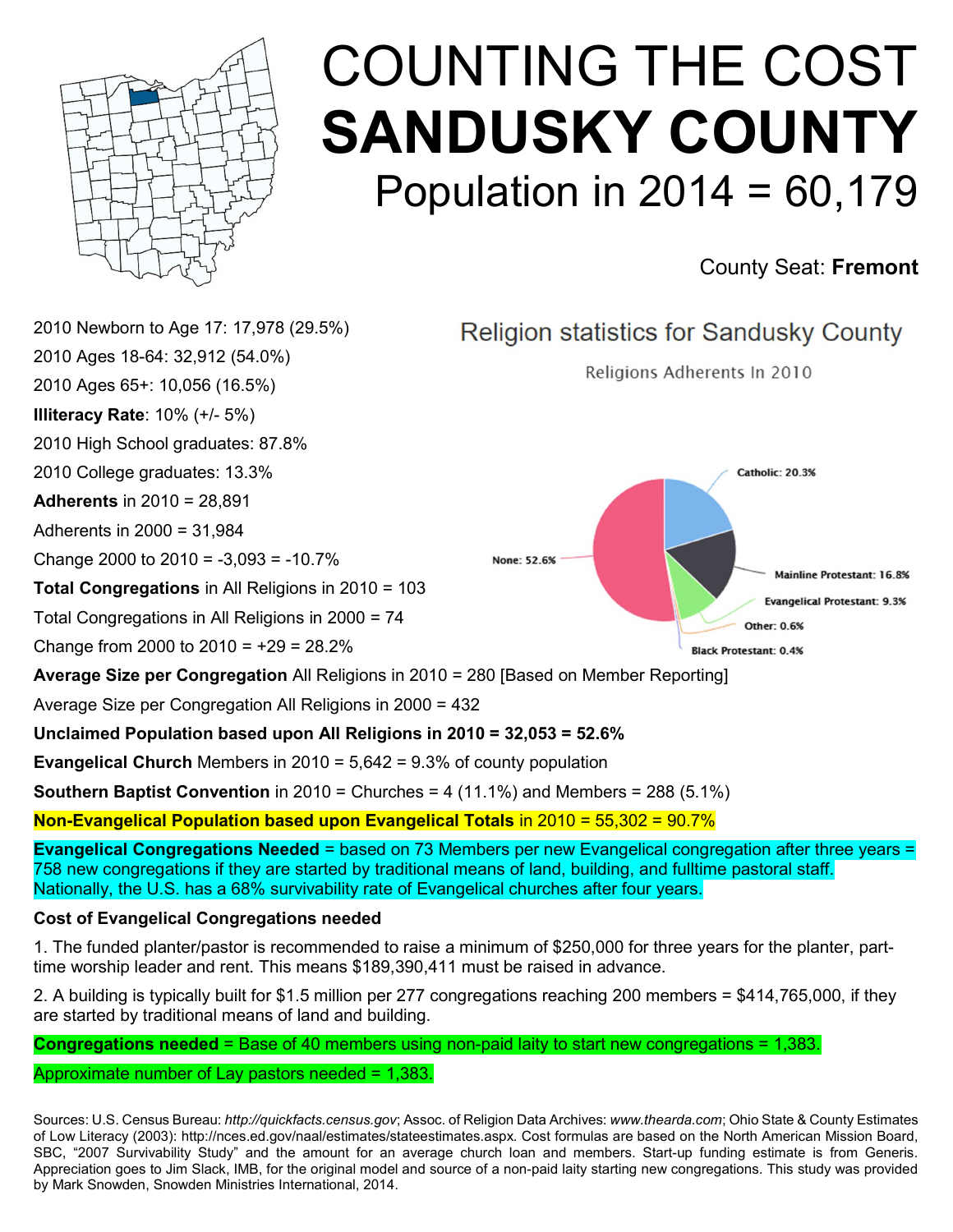# COUNTING THE COST
# SANDUSKY COUNTY

## Population in 2014 = 60,179

County Seat: **Fremont**

2010 Newborn to Age 17: 17,978 (29.5%)

2010 Ages 18-64: 32,912 (54.0%)

2010 Ages 65+: 10,056 (16.5%)

**Illiteracy Rate**: 10% (+/- 5%)

2010 High School graduates: 87.8%

2010 College graduates: 13.3%

**Adherents** in 2010 = 28,891

Adherents in 2000 = 31,984

Change 2000 to 2010 = -3,093 = -10.7%

**Total Congregations** in All Religions in 2010 = 103

Total Congregations in All Religions in 2000 = 74

Change from 2000 to 2010 = +29 = 28.2%

Religion statistics for Sandusky County

Religions Adherents In 2010

- Catholic: 20.3%
- Mainline Protestant: 16.8%
- Evangelical Protestant: 9.3%
- Other: 0.6%
- Black Protestant: 0.4%
- None: 52.6%

**Average Size per Congregation** All Religions in 2010 = 280 [Based on Member Reporting]

Average Size per Congregation All Religions in 2000 = 432

**Unclaimed Population based upon All Religions in 2010 = 32,053 = 52.6%**

**Evangelical Church** Members in 2010 = 5,642 = 9.3% of county population

**Southern Baptist Convention** in 2010 = Churches = 4 (11.1%) and Members = 288 (5.1%)

**Non-Evangelical Population based upon Evangelical Totals** in 2010 = 55,302 = 90.7%

**Evangelical Congregations Needed** = based on 73 Members per new Evangelical congregation after three years = 758 new congregations if they are started by traditional means of land, building, and fulltime pastoral staff. Nationally, the U.S. has a 68% survivability rate of Evangelical churches after four years.

**Cost of Evangelical Congregations needed**

1. The funded planter/pastor is recommended to raise a minimum of $250,000 for three years for the planter, part-time worship leader and rent. This means $189,390,411 must be raised in advance.

2. A building is typically built for $1.5 million per 277 congregations reaching 200 members = $414,765,000, if they are started by traditional means of land and building.

**Congregations needed** = Base of 40 members using non-paid laity to start new congregations = 1,383.

Approximate number of Lay pastors needed = 1,383.

Sources: U.S. Census Bureau: *http://quickfacts.census.gov*; Assoc. of Religion Data Archives: *www.thearda.com*; Ohio State & County Estimates of Low Literacy (2003): http://nces.ed.gov/naal/estimates/stateestimates.aspx. Cost formulas are based on the North American Mission Board, SBC, "2007 Survivability Study" and the amount for an average church loan and members. Start-up funding estimate is from Generis. Appreciation goes to Jim Slack, IMB, for the original model and source of a non-paid laity starting new congregations. This study was provided by Mark Snowden, Snowden Ministries International, 2014.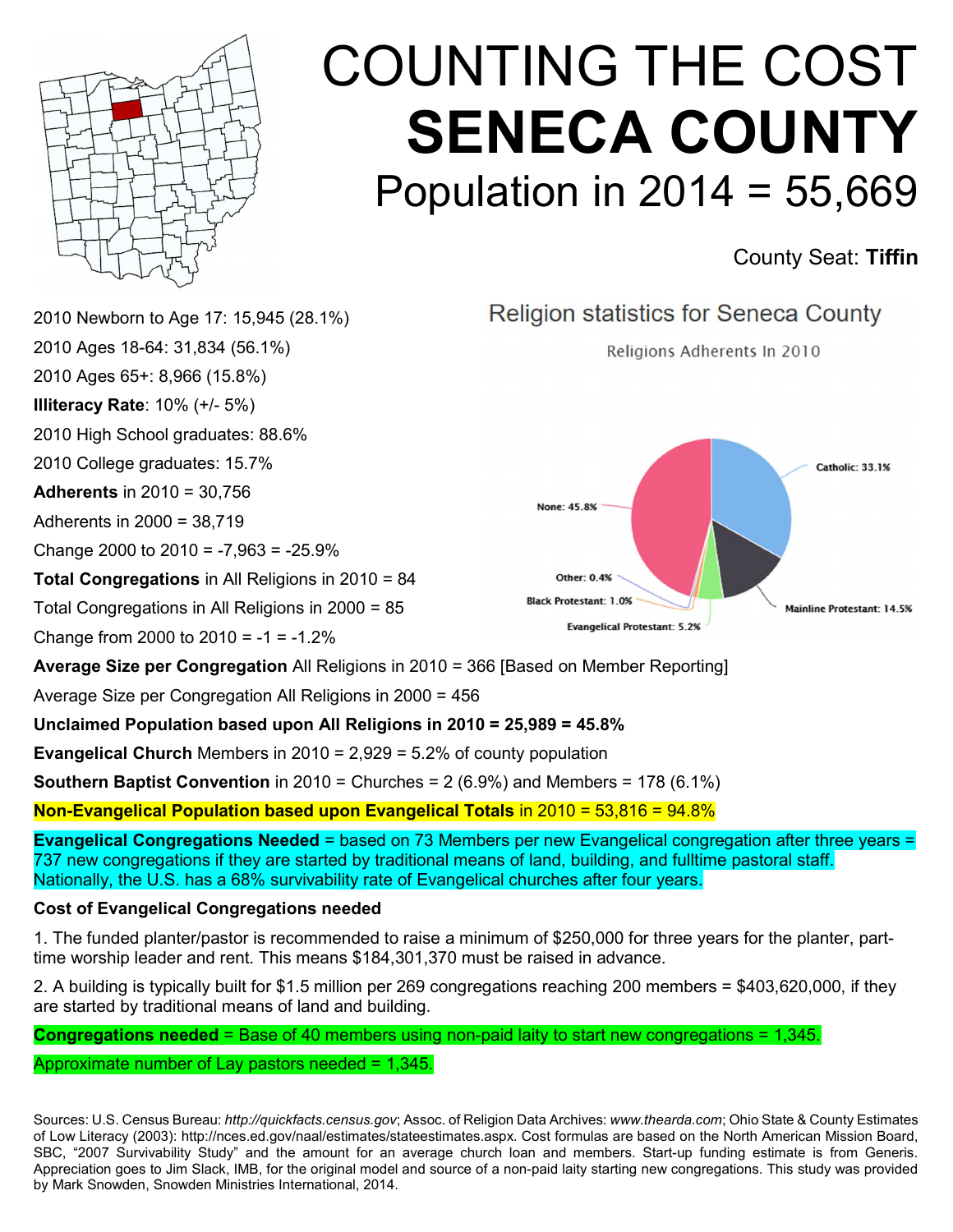# COUNTING THE COST

# SENECA COUNTY

## Population in 2014 = 55,669

County Seat: **Tiffin**

2010 Newborn to Age 17: 15,945 (28.1%)

2010 Ages 18-64: 31,834 (56.1%)

2010 Ages 65+: 8,966 (15.8%)

**Illiteracy Rate**: 10% (+/- 5%)

2010 High School graduates: 88.6%

2010 College graduates: 15.7%

**Adherents** in 2010 = 30,756

Adherents in 2000 = 38,719

Change 2000 to 2010 = -7,963 = -25.9%

**Total Congregations** in All Religions in 2010 = 84

Total Congregations in All Religions in 2000 = 85

Change from 2000 to 2010 = -1 = -1.2%

Religion statistics for Seneca County

Religions Adherents In 2010

| Religion | Percentage |
|---|---|
| Catholic | 33.1% |
| Mainline Protestant | 14.5% |
| Evangelical Protestant | 5.2% |
| Black Protestant | 1.0% |
| Other | 0.4% |
| None | 45.8% |

**Average Size per Congregation** All Religions in 2010 = 366 [Based on Member Reporting]

Average Size per Congregation All Religions in 2000 = 456

**Unclaimed Population based upon All Religions in 2010 = 25,989 = 45.8%**

**Evangelical Church** Members in 2010 = 2,929 = 5.2% of county population

**Southern Baptist Convention** in 2010 = Churches = 2 (6.9%) and Members = 178 (6.1%)

**Non-Evangelical Population based upon Evangelical Totals** in 2010 = 53,816 = 94.8%

**Evangelical Congregations Needed** = based on 73 Members per new Evangelical congregation after three years = 737 new congregations if they are started by traditional means of land, building, and fulltime pastoral staff. Nationally, the U.S. has a 68% survivability rate of Evangelical churches after four years.

**Cost of Evangelical Congregations needed**

1. The funded planter/pastor is recommended to raise a minimum of $250,000 for three years for the planter, part-time worship leader and rent. This means $184,301,370 must be raised in advance.

2. A building is typically built for $1.5 million per 269 congregations reaching 200 members = $403,620,000, if they are started by traditional means of land and building.

**Congregations needed** = Base of 40 members using non-paid laity to start new congregations = 1,345.

Approximate number of Lay pastors needed = 1,345.

Sources: U.S. Census Bureau: *http://quickfacts.census.gov*; Assoc. of Religion Data Archives: *www.thearda.com*; Ohio State & County Estimates of Low Literacy (2003): http://nces.ed.gov/naal/estimates/stateestimates.aspx. Cost formulas are based on the North American Mission Board, SBC, "2007 Survivability Study" and the amount for an average church loan and members. Start-up funding estimate is from Generis. Appreciation goes to Jim Slack, IMB, for the original model and source of a non-paid laity starting new congregations. This study was provided by Mark Snowden, Snowden Ministries International, 2014.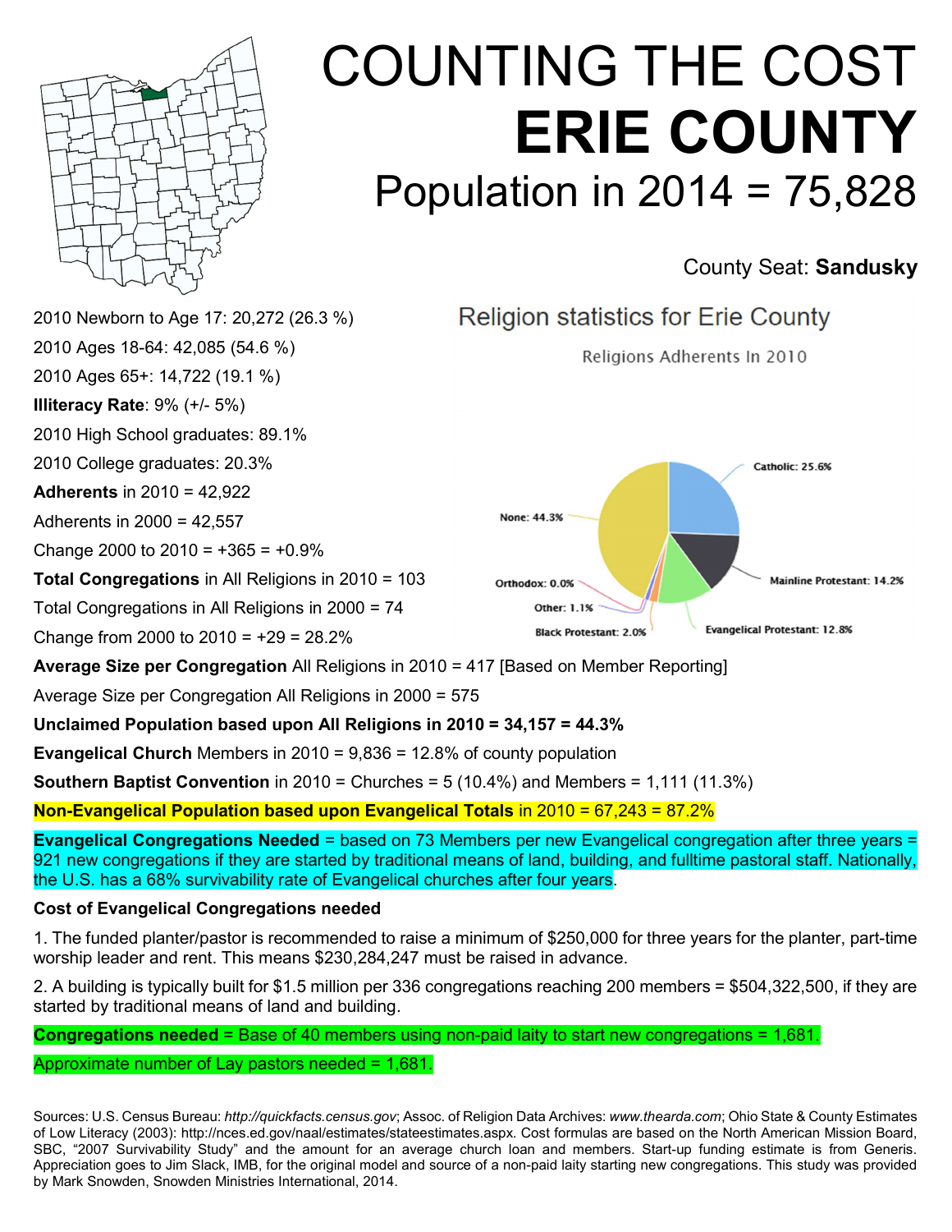# COUNTING THE COST

# ERIE COUNTY

## Population in 2014 = 75,828

County Seat: **Sandusky**

2010 Newborn to Age 17: 20,272 (26.3 %)

2010 Ages 18-64: 42,085 (54.6 %)

2010 Ages 65+: 14,722 (19.1 %)

**Illiteracy Rate**: 9% (+/- 5%)

2010 High School graduates: 89.1%

2010 College graduates: 20.3%

**Adherents** in 2010 = 42,922

Adherents in 2000 = 42,557

Change 2000 to 2010 = +365 = +0.9%

**Total Congregations** in All Religions in 2010 = 103

Total Congregations in All Religions in 2000 = 74

Change from 2000 to 2010 = +29 = 28.2%

### Religion statistics for Erie County

Religions Adherents In 2010

Catholic: 25.6%

Mainline Protestant: 14.2%

Evangelical Protestant: 12.8%

Black Protestant: 2.0%

Other: 1.1%

Orthodox: 0.0%

None: 44.3%

**Average Size per Congregation** All Religions in 2010 = 417 [Based on Member Reporting]

Average Size per Congregation All Religions in 2000 = 575

**Unclaimed Population based upon All Religions in 2010 = 34,157 = 44.3%**

**Evangelical Church** Members in 2010 = 9,836 = 12.8% of county population

**Southern Baptist Convention** in 2010 = Churches = 5 (10.4%) and Members = 1,111 (11.3%)

**Non-Evangelical Population based upon Evangelical Totals** in 2010 = 67,243 = 87.2%

**Evangelical Congregations Needed** = based on 73 Members per new Evangelical congregation after three years = 921 new congregations if they are started by traditional means of land, building, and fulltime pastoral staff. Nationally, the U.S. has a 68% survivability rate of Evangelical churches after four years.

**Cost of Evangelical Congregations needed**

1. The funded planter/pastor is recommended to raise a minimum of $250,000 for three years for the planter, part-time worship leader and rent. This means $230,284,247 must be raised in advance.

2. A building is typically built for $1.5 million per 336 congregations reaching 200 members = $504,322,500, if they are started by traditional means of land and building.

**Congregations needed** = Base of 40 members using non-paid laity to start new congregations = 1,681.

Approximate number of Lay pastors needed = 1,681.

Sources: U.S. Census Bureau: *http://quickfacts.census.gov*; Assoc. of Religion Data Archives: *www.thearda.com*; Ohio State & County Estimates of Low Literacy (2003): http://nces.ed.gov/naal/estimates/stateestimates.aspx. Cost formulas are based on the North American Mission Board, SBC, "2007 Survivability Study" and the amount for an average church loan and members. Start-up funding estimate is from Generis. Appreciation goes to Jim Slack, IMB, for the original model and source of a non-paid laity starting new congregations. This study was provided by Mark Snowden, Snowden Ministries International, 2014.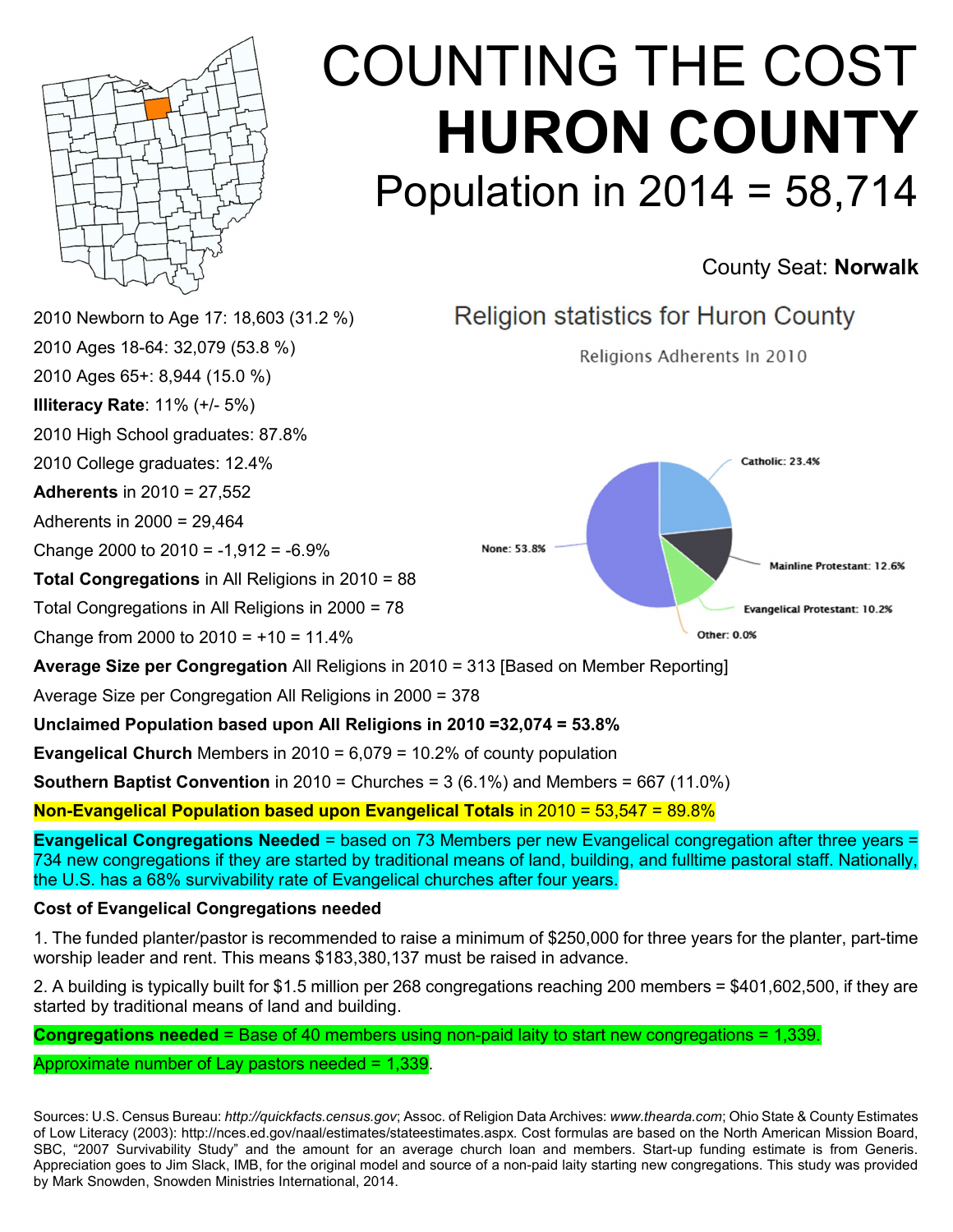# COUNTING THE COST
# HURON COUNTY
## Population in 2014 = 58,714

County Seat: **Norwalk**

2010 Newborn to Age 17: 18,603 (31.2 %)

2010 Ages 18-64: 32,079 (53.8 %)

2010 Ages 65+: 8,944 (15.0 %)

**Illiteracy Rate**: 11% (+/- 5%)

2010 High School graduates: 87.8%

2010 College graduates: 12.4%

**Adherents** in 2010 = 27,552

Adherents in 2000 = 29,464

Change 2000 to 2010 = -1,912 = -6.9%

**Total Congregations** in All Religions in 2010 = 88

Total Congregations in All Religions in 2000 = 78

Change from 2000 to 2010 = +10 = 11.4%

Religion statistics for Huron County

Religions Adherents In 2010

Catholic: 23.4%

Mainline Protestant: 12.6%

Evangelical Protestant: 10.2%

Other: 0.0%

None: 53.8%

**Average Size per Congregation** All Religions in 2010 = 313 [Based on Member Reporting]

Average Size per Congregation All Religions in 2000 = 378

**Unclaimed Population based upon All Religions in 2010 =32,074 = 53.8%**

**Evangelical Church** Members in 2010 = 6,079 = 10.2% of county population

**Southern Baptist Convention** in 2010 = Churches = 3 (6.1%) and Members = 667 (11.0%)

**Non-Evangelical Population based upon Evangelical Totals** in 2010 = 53,547 = 89.8%

**Evangelical Congregations Needed** = based on 73 Members per new Evangelical congregation after three years = 734 new congregations if they are started by traditional means of land, building, and fulltime pastoral staff. Nationally, the U.S. has a 68% survivability rate of Evangelical churches after four years.

**Cost of Evangelical Congregations needed**

1. The funded planter/pastor is recommended to raise a minimum of $250,000 for three years for the planter, part-time worship leader and rent. This means $183,380,137 must be raised in advance.

2. A building is typically built for $1.5 million per 268 congregations reaching 200 members = $401,602,500, if they are started by traditional means of land and building.

**Congregations needed** = Base of 40 members using non-paid laity to start new congregations = 1,339.

Approximate number of Lay pastors needed = 1,339.

Sources: U.S. Census Bureau: *http://quickfacts.census.gov*; Assoc. of Religion Data Archives: *www.thearda.com*; Ohio State & County Estimates of Low Literacy (2003): http://nces.ed.gov/naal/estimates/stateestimates.aspx. Cost formulas are based on the North American Mission Board, SBC, "2007 Survivability Study" and the amount for an average church loan and members. Start-up funding estimate is from Generis. Appreciation goes to Jim Slack, IMB, for the original model and source of a non-paid laity starting new congregations. This study was provided by Mark Snowden, Snowden Ministries International, 2014.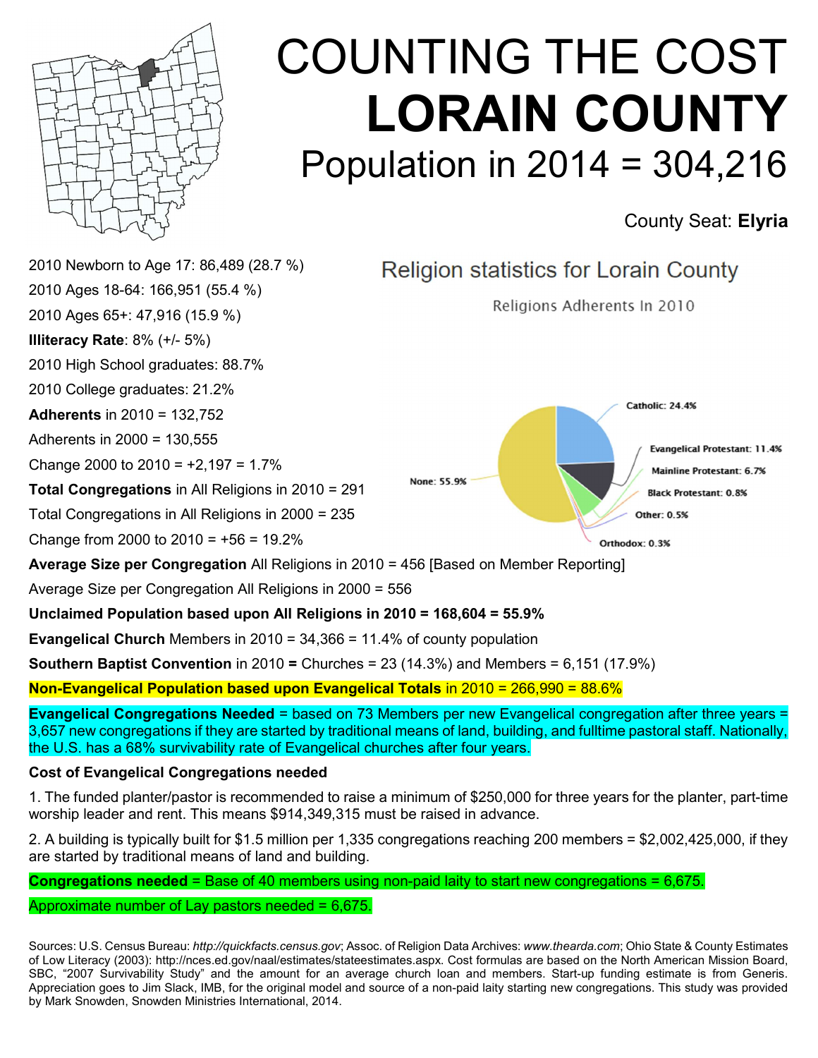# COUNTING THE COST
# LORAIN COUNTY
## Population in 2014 = 304,216

County Seat: **Elyria**

2010 Newborn to Age 17: 86,489 (28.7 %)

2010 Ages 18-64: 166,951 (55.4 %)

2010 Ages 65+: 47,916 (15.9 %)

**Illiteracy Rate**: 8% (+/- 5%)

2010 High School graduates: 88.7%

2010 College graduates: 21.2%

**Adherents** in 2010 = 132,752

Adherents in 2000 = 130,555

Change 2000 to 2010 = +2,197 = 1.7%

**Total Congregations** in All Religions in 2010 = 291

Total Congregations in All Religions in 2000 = 235

Change from 2000 to 2010 = +56 = 19.2%

Religion statistics for Lorain County

Religions Adherents In 2010

| Religion | Percent |
|---|---|
| Catholic | 24.4% |
| Evangelical Protestant | 11.4% |
| Mainline Protestant | 6.7% |
| Black Protestant | 0.8% |
| Other | 0.5% |
| Orthodox | 0.3% |
| None | 55.9% |

**Average Size per Congregation** All Religions in 2010 = 456 [Based on Member Reporting]

Average Size per Congregation All Religions in 2000 = 556

**Unclaimed Population based upon All Religions in 2010 = 168,604 = 55.9%**

**Evangelical Church** Members in 2010 = 34,366 = 11.4% of county population

**Southern Baptist Convention** in 2010 **=** Churches = 23 (14.3%) and Members = 6,151 (17.9%)

**Non-Evangelical Population based upon Evangelical Totals** in 2010 = 266,990 = 88.6%

**Evangelical Congregations Needed** = based on 73 Members per new Evangelical congregation after three years = 3,657 new congregations if they are started by traditional means of land, building, and fulltime pastoral staff. Nationally, the U.S. has a 68% survivability rate of Evangelical churches after four years.

**Cost of Evangelical Congregations needed**

1. The funded planter/pastor is recommended to raise a minimum of $250,000 for three years for the planter, part-time worship leader and rent. This means $914,349,315 must be raised in advance.

2. A building is typically built for $1.5 million per 1,335 congregations reaching 200 members = $2,002,425,000, if they are started by traditional means of land and building.

**Congregations needed** = Base of 40 members using non-paid laity to start new congregations = 6,675.

Approximate number of Lay pastors needed = 6,675.

Sources: U.S. Census Bureau: *http://quickfacts.census.gov*; Assoc. of Religion Data Archives: *www.thearda.com*; Ohio State & County Estimates of Low Literacy (2003): http://nces.ed.gov/naal/estimates/stateestimates.aspx. Cost formulas are based on the North American Mission Board, SBC, "2007 Survivability Study" and the amount for an average church loan and members. Start-up funding estimate is from Generis. Appreciation goes to Jim Slack, IMB, for the original model and source of a non-paid laity starting new congregations. This study was provided by Mark Snowden, Snowden Ministries International, 2014.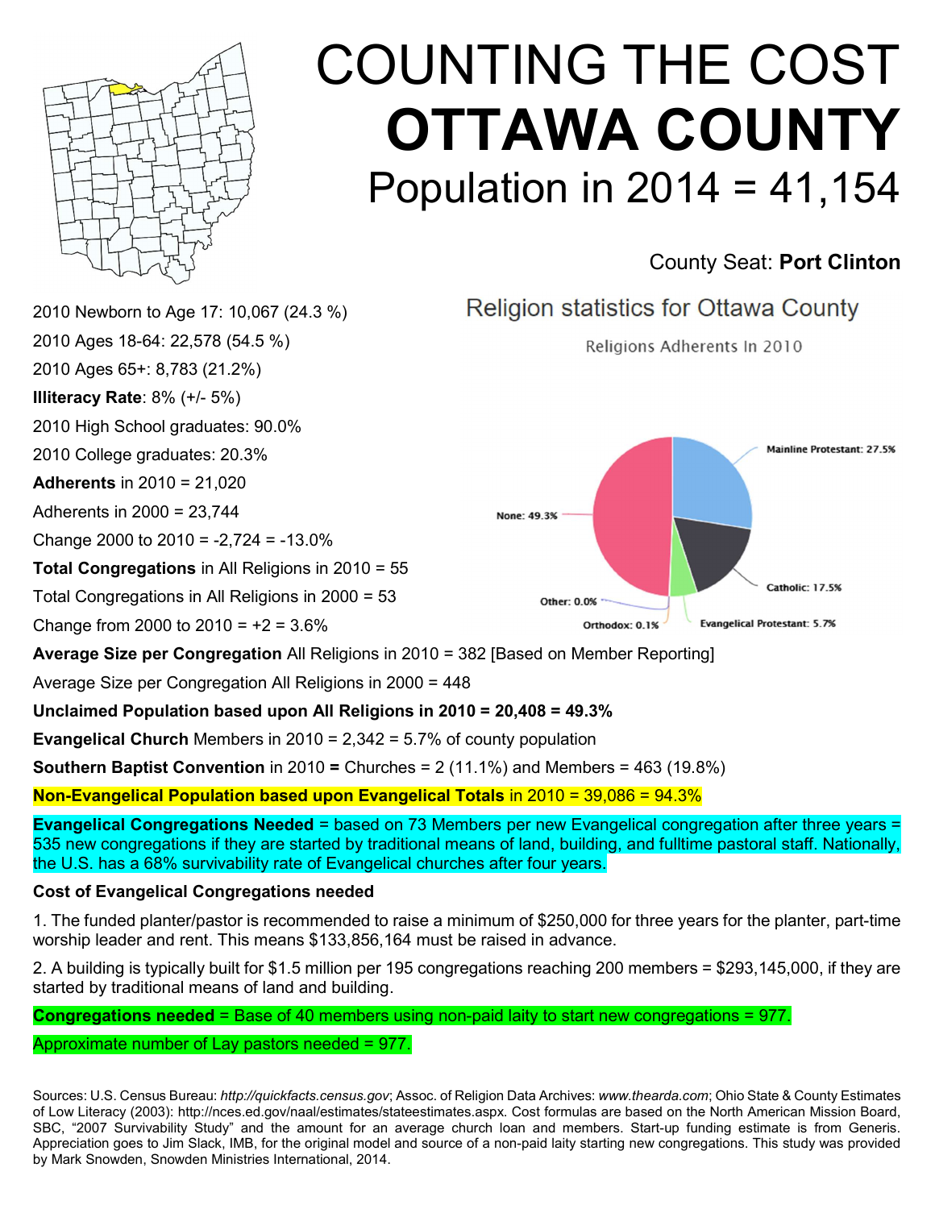# COUNTING THE COST
# OTTAWA COUNTY
## Population in 2014 = 41,154

County Seat: **Port Clinton**

2010 Newborn to Age 17: 10,067 (24.3 %)

2010 Ages 18-64: 22,578 (54.5 %)

2010 Ages 65+: 8,783 (21.2%)

**Illiteracy Rate**: 8% (+/- 5%)

2010 High School graduates: 90.0%

2010 College graduates: 20.3%

**Adherents** in 2010 = 21,020

Adherents in 2000 = 23,744

Change 2000 to 2010 = -2,724 = -13.0%

**Total Congregations** in All Religions in 2010 = 55

Total Congregations in All Religions in 2000 = 53

Change from 2000 to 2010 = +2 = 3.6%

Religion statistics for Ottawa County

Religions Adherents In 2010

Mainline Protestant: 27.5%
Catholic: 17.5%
Evangelical Protestant: 5.7%
Orthodox: 0.1%
Other: 0.0%
None: 49.3%

**Average Size per Congregation** All Religions in 2010 = 382 [Based on Member Reporting]

Average Size per Congregation All Religions in 2000 = 448

**Unclaimed Population based upon All Religions in 2010 = 20,408 = 49.3%**

**Evangelical Church** Members in 2010 = 2,342 = 5.7% of county population

**Southern Baptist Convention** in 2010 **=** Churches = 2 (11.1%) and Members = 463 (19.8%)

**Non-Evangelical Population based upon Evangelical Totals** in 2010 = 39,086 = 94.3%

**Evangelical Congregations Needed** = based on 73 Members per new Evangelical congregation after three years = 535 new congregations if they are started by traditional means of land, building, and fulltime pastoral staff. Nationally, the U.S. has a 68% survivability rate of Evangelical churches after four years.

**Cost of Evangelical Congregations needed**

1. The funded planter/pastor is recommended to raise a minimum of $250,000 for three years for the planter, part-time worship leader and rent. This means $133,856,164 must be raised in advance.

2. A building is typically built for $1.5 million per 195 congregations reaching 200 members = $293,145,000, if they are started by traditional means of land and building.

**Congregations needed** = Base of 40 members using non-paid laity to start new congregations = 977.

Approximate number of Lay pastors needed = 977.

Sources: U.S. Census Bureau: *http://quickfacts.census.gov*; Assoc. of Religion Data Archives: *www.thearda.com*; Ohio State & County Estimates of Low Literacy (2003): http://nces.ed.gov/naal/estimates/stateestimates.aspx. Cost formulas are based on the North American Mission Board, SBC, "2007 Survivability Study" and the amount for an average church loan and members. Start-up funding estimate is from Generis. Appreciation goes to Jim Slack, IMB, for the original model and source of a non-paid laity starting new congregations. This study was provided by Mark Snowden, Snowden Ministries International, 2014.